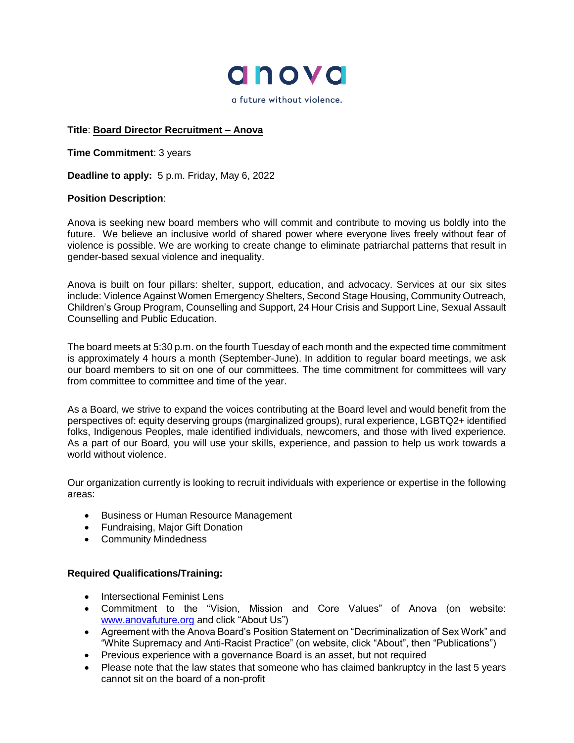anova

a future without violence.

**Title**: **Board Director Recruitment – Anova**

**Time Commitment**: 3 years

**Deadline to apply:** 5 p.m. Friday, May 6, 2022

**Position Description**:

Anova is seeking new board members who will commit and contribute to moving us boldly into the future. We believe an inclusive world of shared power where everyone lives freely without fear of violence is possible. We are working to create change to eliminate patriarchal patterns that result in gender-based sexual violence and inequality.

Anova is built on four pillars: shelter, support, education, and advocacy. Services at our six sites include: Violence Against Women Emergency Shelters, Second Stage Housing, Community Outreach, Children's Group Program, Counselling and Support, 24 Hour Crisis and Support Line, Sexual Assault Counselling and Public Education.

The board meets at 5:30 p.m. on the fourth Tuesday of each month and the expected time commitment is approximately 4 hours a month (September-June). In addition to regular board meetings, we ask our board members to sit on one of our committees. The time commitment for committees will vary from committee to committee and time of the year.

As a Board, we strive to expand the voices contributing at the Board level and would benefit from the perspectives of: equity deserving groups (marginalized groups), rural experience, LGBTQ2+ identified folks, Indigenous Peoples, male identified individuals, newcomers, and those with lived experience. As a part of our Board, you will use your skills, experience, and passion to help us work towards a world without violence.

Our organization currently is looking to recruit individuals with experience or expertise in the following areas:

- Business or Human Resource Management
- Fundraising, Major Gift Donation
- Community Mindedness

**Required Qualifications/Training:**

- Intersectional Feminist Lens
- Commitment to the "Vision, Mission and Core Values" of Anova (on website: www.anovafuture.org and click "About Us")
- Agreement with the Anova Board's Position Statement on "Decriminalization of Sex Work" and "White Supremacy and Anti-Racist Practice" (on website, click "About", then "Publications")
- Previous experience with a governance Board is an asset, but not required
- Please note that the law states that someone who has claimed bankruptcy in the last 5 years cannot sit on the board of a non-profit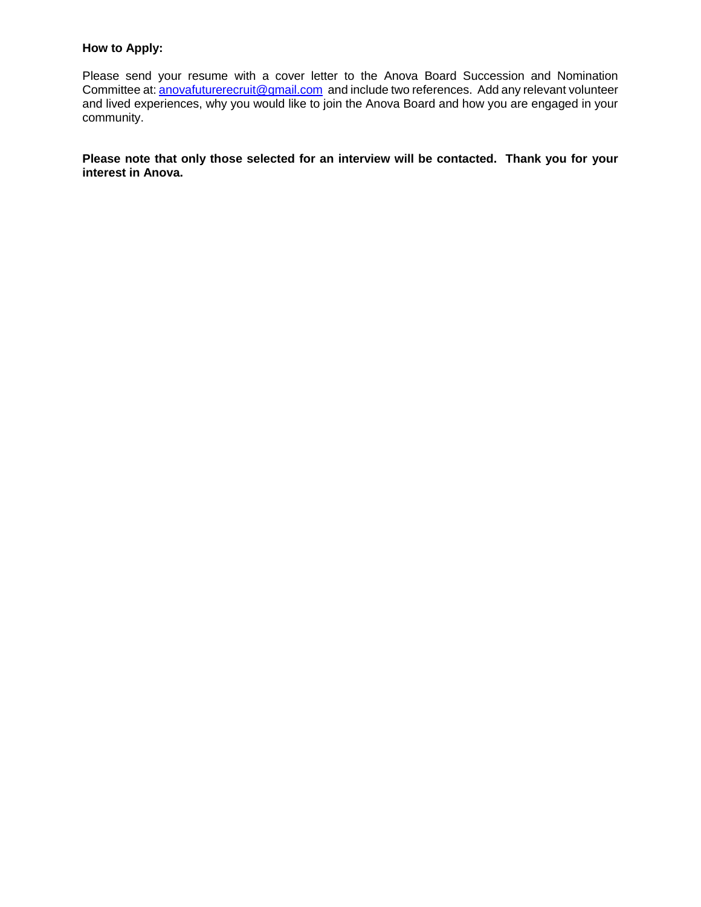**How to Apply:**

Please send your resume with a cover letter to the Anova Board Succession and Nomination Committee at: anovafuturerecruit@gmail.com and include two references. Add any relevant volunteer and lived experiences, why you would like to join the Anova Board and how you are engaged in your community.

**Please note that only those selected for an interview will be contacted. Thank you for your interest in Anova.**